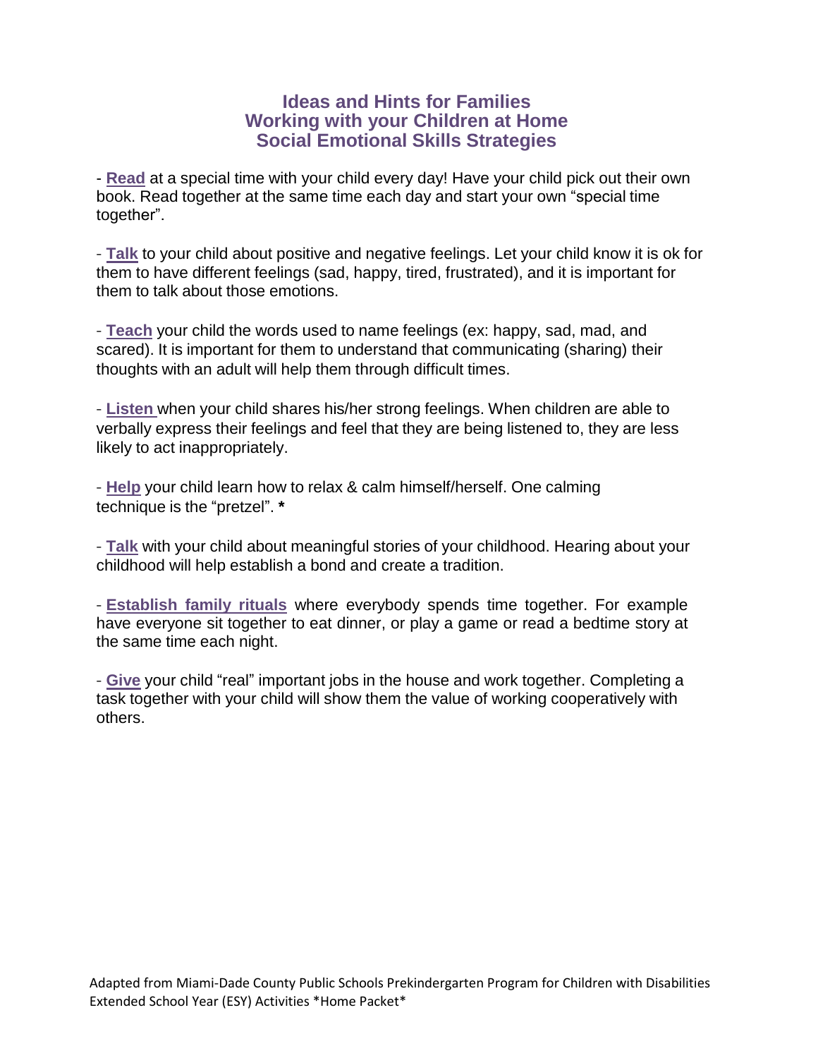# Ideas and Hints for Families
## Working with your Children at Home
## Social Emotional Skills Strategies

- **Read** at a special time with your child every day! Have your child pick out their own book. Read together at the same time each day and start your own "special time together".

- **Talk** to your child about positive and negative feelings. Let your child know it is ok for them to have different feelings (sad, happy, tired, frustrated), and it is important for them to talk about those emotions.

- **Teach** your child the words used to name feelings (ex: happy, sad, mad, and scared). It is important for them to understand that communicating (sharing) their thoughts with an adult will help them through difficult times.

- **Listen** when your child shares his/her strong feelings. When children are able to verbally express their feelings and feel that they are being listened to, they are less likely to act inappropriately.

- **Help** your child learn how to relax & calm himself/herself. One calming technique is the "pretzel". **\***

- **Talk** with your child about meaningful stories of your childhood. Hearing about your childhood will help establish a bond and create a tradition.

- **Establish family rituals** where everybody spends time together. For example have everyone sit together to eat dinner, or play a game or read a bedtime story at the same time each night.

- **Give** your child "real" important jobs in the house and work together. Completing a task together with your child will show them the value of working cooperatively with others.

Adapted from Miami-Dade County Public Schools Prekindergarten Program for Children with Disabilities Extended School Year (ESY) Activities *Home Packet*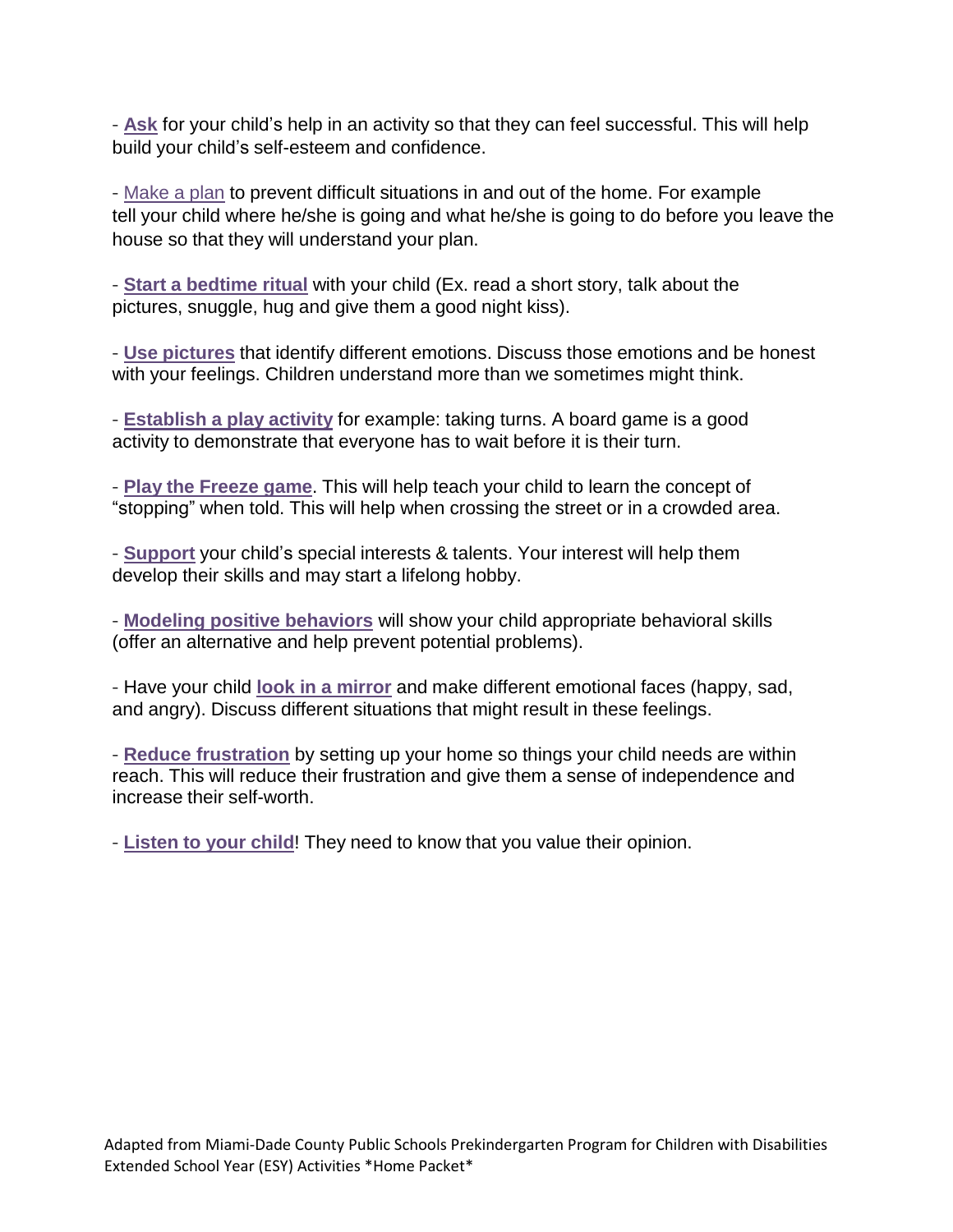- **Ask** for your child's help in an activity so that they can feel successful. This will help build your child's self-esteem and confidence.

- Make a plan to prevent difficult situations in and out of the home. For example tell your child where he/she is going and what he/she is going to do before you leave the house so that they will understand your plan.

- **Start a bedtime ritual** with your child (Ex. read a short story, talk about the pictures, snuggle, hug and give them a good night kiss).

- **Use pictures** that identify different emotions. Discuss those emotions and be honest with your feelings. Children understand more than we sometimes might think.

- **Establish a play activity** for example: taking turns. A board game is a good activity to demonstrate that everyone has to wait before it is their turn.

- **Play the Freeze game**. This will help teach your child to learn the concept of "stopping" when told. This will help when crossing the street or in a crowded area.

- **Support** your child's special interests & talents. Your interest will help them develop their skills and may start a lifelong hobby.

- **Modeling positive behaviors** will show your child appropriate behavioral skills (offer an alternative and help prevent potential problems).

- Have your child **look in a mirror** and make different emotional faces (happy, sad, and angry). Discuss different situations that might result in these feelings.

- **Reduce frustration** by setting up your home so things your child needs are within reach. This will reduce their frustration and give them a sense of independence and increase their self-worth.

- **Listen to your child**! They need to know that you value their opinion.

Adapted from Miami-Dade County Public Schools Prekindergarten Program for Children with Disabilities Extended School Year (ESY) Activities *Home Packet*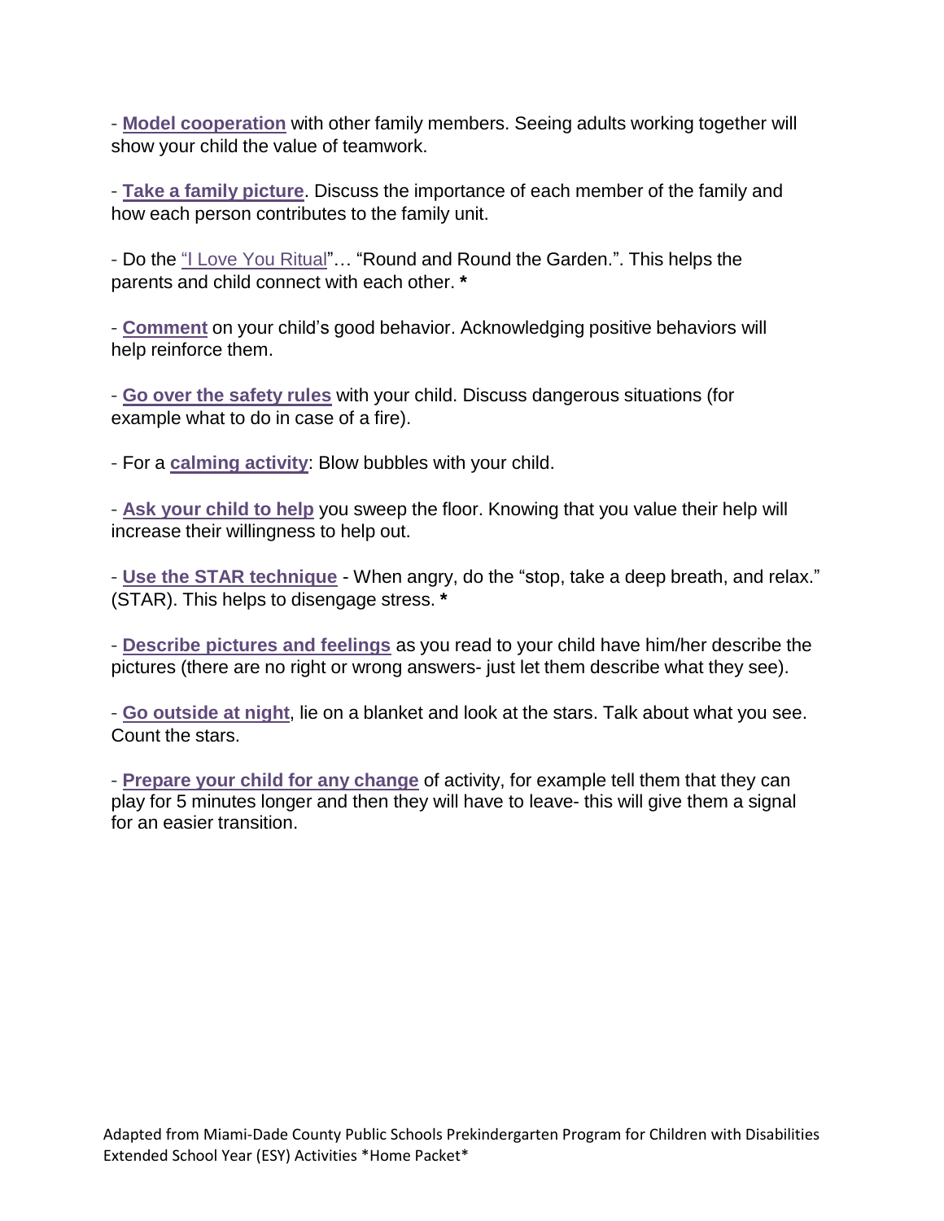- **Model cooperation** with other family members. Seeing adults working together will show your child the value of teamwork.

- **Take a family picture**. Discuss the importance of each member of the family and how each person contributes to the family unit.

- Do the "I Love You Ritual"… "Round and Round the Garden.". This helps the parents and child connect with each other. **\***

- **Comment** on your child's good behavior. Acknowledging positive behaviors will help reinforce them.

- **Go over the safety rules** with your child. Discuss dangerous situations (for example what to do in case of a fire).

- For a **calming activity**: Blow bubbles with your child.

- **Ask your child to help** you sweep the floor. Knowing that you value their help will increase their willingness to help out.

- **Use the STAR technique** - When angry, do the "stop, take a deep breath, and relax." (STAR). This helps to disengage stress. **\***

- **Describe pictures and feelings** as you read to your child have him/her describe the pictures (there are no right or wrong answers- just let them describe what they see).

- **Go outside at night**, lie on a blanket and look at the stars. Talk about what you see. Count the stars.

- **Prepare your child for any change** of activity, for example tell them that they can play for 5 minutes longer and then they will have to leave- this will give them a signal for an easier transition.

Adapted from Miami-Dade County Public Schools Prekindergarten Program for Children with Disabilities Extended School Year (ESY) Activities *Home Packet*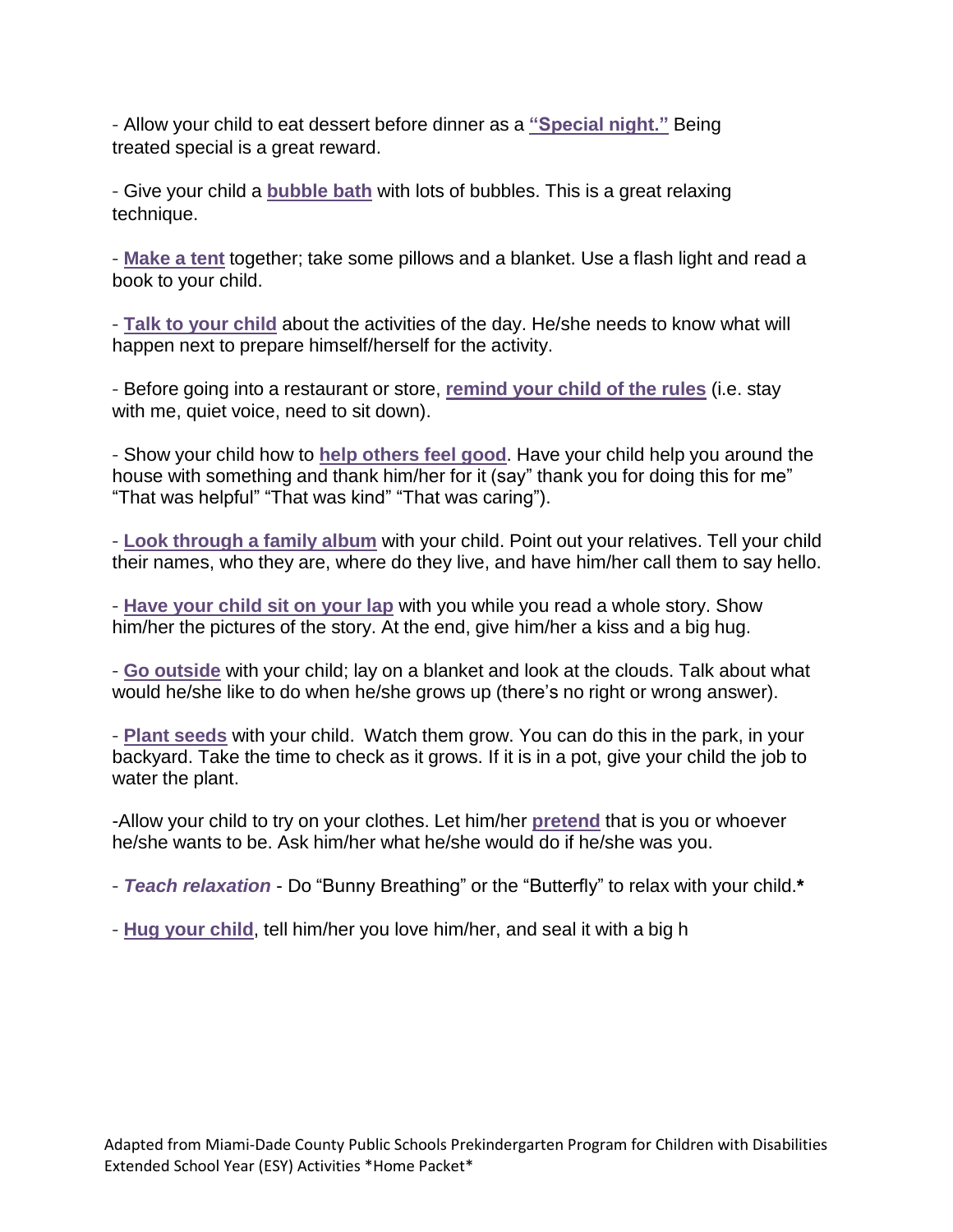- Allow your child to eat dessert before dinner as a **"Special night."** Being treated special is a great reward.

- Give your child a **bubble bath** with lots of bubbles. This is a great relaxing technique.

- **Make a tent** together; take some pillows and a blanket. Use a flash light and read a book to your child.

- **Talk to your child** about the activities of the day. He/she needs to know what will happen next to prepare himself/herself for the activity.

- Before going into a restaurant or store, **remind your child of the rules** (i.e. stay with me, quiet voice, need to sit down).

- Show your child how to **help others feel good**. Have your child help you around the house with something and thank him/her for it (say" thank you for doing this for me" "That was helpful" "That was kind" "That was caring").

- **Look through a family album** with your child. Point out your relatives. Tell your child their names, who they are, where do they live, and have him/her call them to say hello.

- **Have your child sit on your lap** with you while you read a whole story. Show him/her the pictures of the story. At the end, give him/her a kiss and a big hug.

- **Go outside** with your child; lay on a blanket and look at the clouds. Talk about what would he/she like to do when he/she grows up (there's no right or wrong answer).

- **Plant seeds** with your child. Watch them grow. You can do this in the park, in your backyard. Take the time to check as it grows. If it is in a pot, give your child the job to water the plant.

-Allow your child to try on your clothes. Let him/her **pretend** that is you or whoever he/she wants to be. Ask him/her what he/she would do if he/she was you.

- ***Teach relaxation*** - Do "Bunny Breathing" or the "Butterfly" to relax with your child.**\***

- **Hug your child**, tell him/her you love him/her, and seal it with a big h

Adapted from Miami-Dade County Public Schools Prekindergarten Program for Children with Disabilities Extended School Year (ESY) Activities *Home Packet*